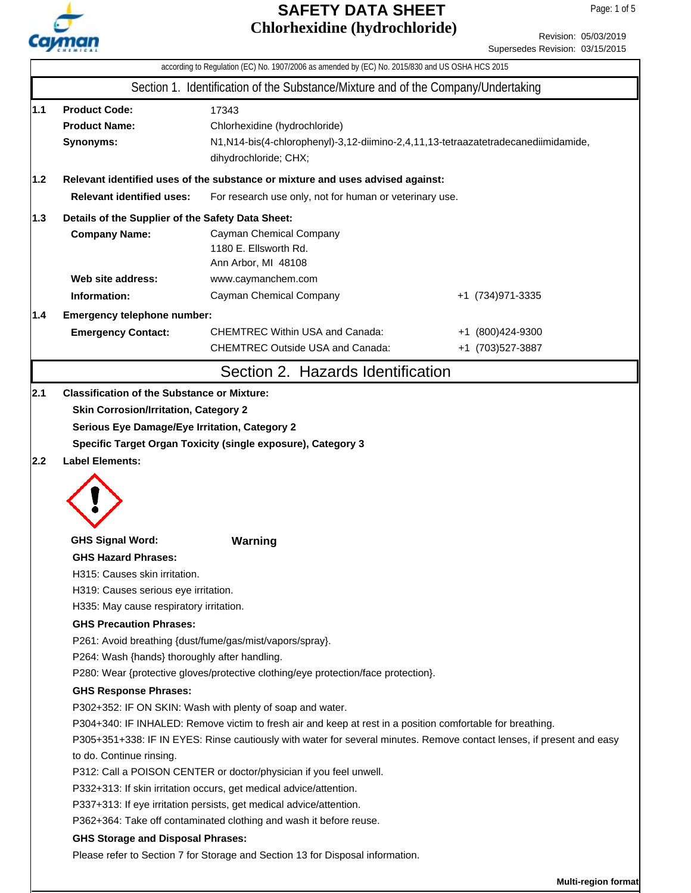# SAFETY DATA SHEET
# Chlorhexidine (hydrochloride)

Revision: 05/03/2019
Supersedes Revision: 03/15/2015

according to Regulation (EC) No. 1907/2006 as amended by (EC) No. 2015/830 and US OSHA HCS 2015

## Section 1. Identification of the Substance/Mixture and of the Company/Undertaking

**1.1**

**Product Code:** 17343

**Product Name:** Chlorhexidine (hydrochloride)

**Synonyms:** N1,N14-bis(4-chlorophenyl)-3,12-diimino-2,4,11,13-tetraazatetradecanediimidamide, dihydrochloride; CHX;

**1.2 Relevant identified uses of the substance or mixture and uses advised against:**

**Relevant identified uses:** For research use only, not for human or veterinary use.

**1.3 Details of the Supplier of the Safety Data Sheet:**

**Company Name:** Cayman Chemical Company
1180 E. Ellsworth Rd.
Ann Arbor, MI 48108

**Web site address:** www.caymanchem.com

**Information:** Cayman Chemical Company +1 (734)971-3335

**1.4 Emergency telephone number:**

**Emergency Contact:**
CHEMTREC Within USA and Canada: +1 (800)424-9300
CHEMTREC Outside USA and Canada: +1 (703)527-3887

## Section 2. Hazards Identification

**2.1 Classification of the Substance or Mixture:**

**Skin Corrosion/Irritation, Category 2**

**Serious Eye Damage/Eye Irritation, Category 2**

**Specific Target Organ Toxicity (single exposure), Category 3**

**2.2 Label Elements:**

**GHS Signal Word:** **Warning**

**GHS Hazard Phrases:**

H315: Causes skin irritation.
H319: Causes serious eye irritation.
H335: May cause respiratory irritation.

**GHS Precaution Phrases:**

P261: Avoid breathing {dust/fume/gas/mist/vapors/spray}.
P264: Wash {hands} thoroughly after handling.
P280: Wear {protective gloves/protective clothing/eye protection/face protection}.

**GHS Response Phrases:**

P302+352: IF ON SKIN: Wash with plenty of soap and water.
P304+340: IF INHALED: Remove victim to fresh air and keep at rest in a position comfortable for breathing.
P305+351+338: IF IN EYES: Rinse cautiously with water for several minutes. Remove contact lenses, if present and easy to do. Continue rinsing.
P312: Call a POISON CENTER or doctor/physician if you feel unwell.
P332+313: If skin irritation occurs, get medical advice/attention.
P337+313: If eye irritation persists, get medical advice/attention.
P362+364: Take off contaminated clothing and wash it before reuse.

**GHS Storage and Disposal Phrases:**

Please refer to Section 7 for Storage and Section 13 for Disposal information.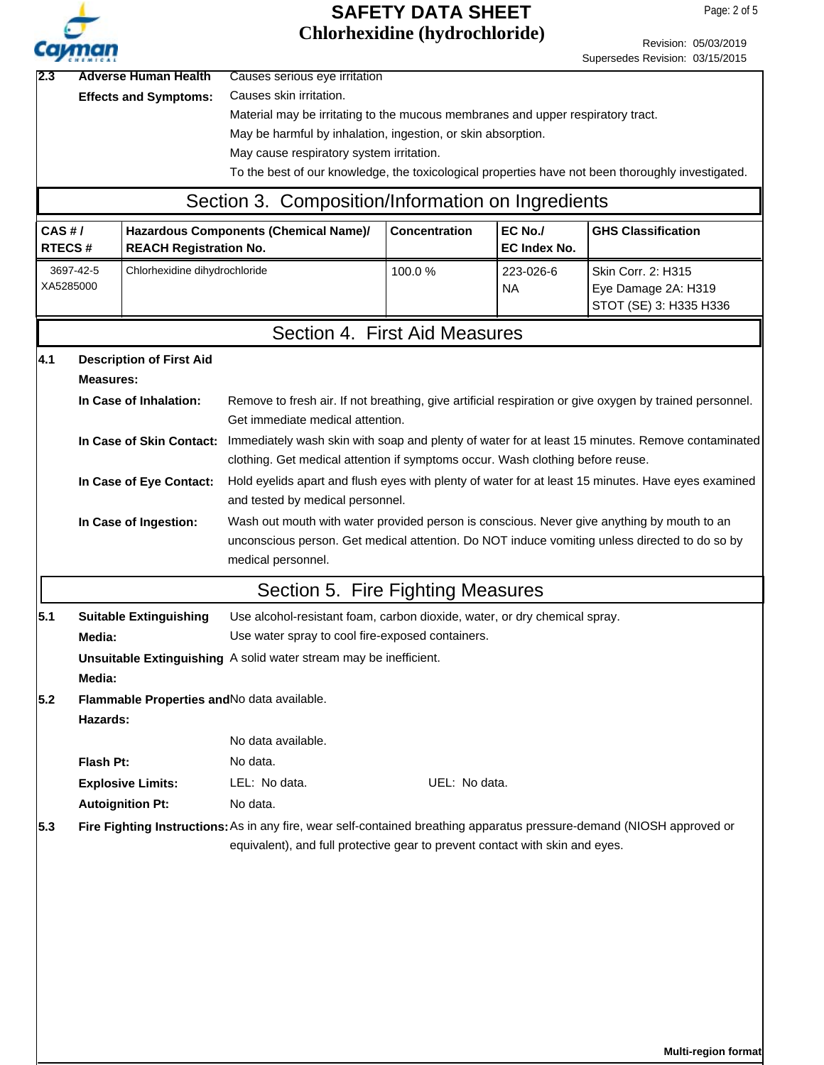**2.3 Adverse Human Health Effects and Symptoms:**

Causes serious eye irritation
Causes skin irritation.
Material may be irritating to the mucous membranes and upper respiratory tract.
May be harmful by inhalation, ingestion, or skin absorption.
May cause respiratory system irritation.
To the best of our knowledge, the toxicological properties have not been thoroughly investigated.

## Section 3. Composition/Information on Ingredients

| CAS # / RTECS # | Hazardous Components (Chemical Name)/ REACH Registration No. | Concentration | EC No./ EC Index No. | GHS Classification |
|---|---|---|---|---|
| 3697-42-5 XA5285000 | Chlorhexidine dihydrochloride | 100.0 % | 223-026-6 NA | Skin Corr. 2: H315 Eye Damage 2A: H319 STOT (SE) 3: H335 H336 |

## Section 4. First Aid Measures

**4.1 Description of First Aid Measures:**

**In Case of Inhalation:** Remove to fresh air. If not breathing, give artificial respiration or give oxygen by trained personnel. Get immediate medical attention.

**In Case of Skin Contact:** Immediately wash skin with soap and plenty of water for at least 15 minutes. Remove contaminated clothing. Get medical attention if symptoms occur. Wash clothing before reuse.

**In Case of Eye Contact:** Hold eyelids apart and flush eyes with plenty of water for at least 15 minutes. Have eyes examined and tested by medical personnel.

**In Case of Ingestion:** Wash out mouth with water provided person is conscious. Never give anything by mouth to an unconscious person. Get medical attention. Do NOT induce vomiting unless directed to do so by medical personnel.

## Section 5. Fire Fighting Measures

**5.1 Suitable Extinguishing Media:** Use alcohol-resistant foam, carbon dioxide, water, or dry chemical spray.
Use water spray to cool fire-exposed containers.

**Unsuitable Extinguishing Media:** A solid water stream may be inefficient.

**5.2 Flammable Properties and Hazards:** No data available.

No data available.

**Flash Pt:** No data.

**Explosive Limits:** LEL: No data. UEL: No data.

**Autoignition Pt:** No data.

**5.3 Fire Fighting Instructions:** As in any fire, wear self-contained breathing apparatus pressure-demand (NIOSH approved or equivalent), and full protective gear to prevent contact with skin and eyes.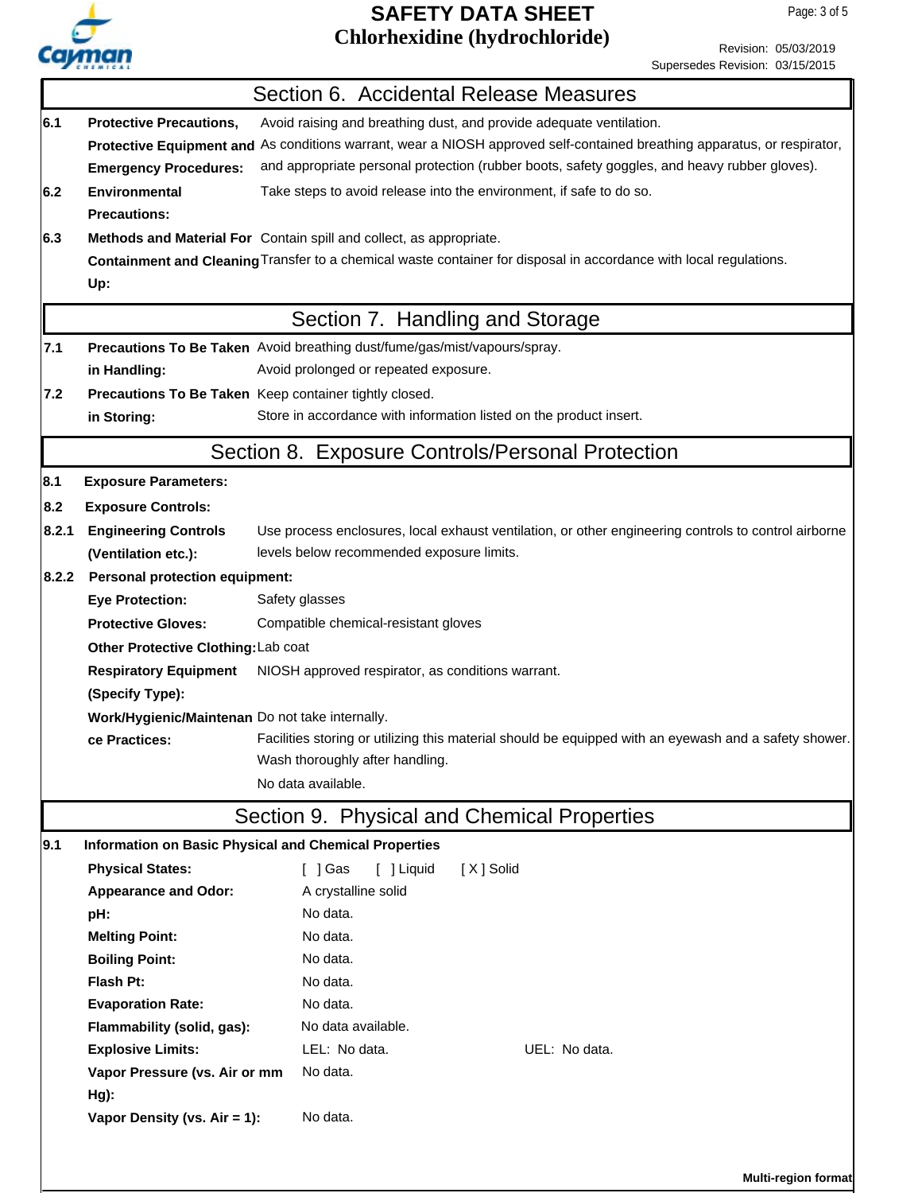## Section 6. Accidental Release Measures

| | | |
|---|---|---|
| **6.1** | **Protective Precautions, Protective Equipment and Emergency Procedures:** | Avoid raising and breathing dust, and provide adequate ventilation. As conditions warrant, wear a NIOSH approved self-contained breathing apparatus, or respirator, and appropriate personal protection (rubber boots, safety goggles, and heavy rubber gloves). |
| **6.2** | **Environmental Precautions:** | Take steps to avoid release into the environment, if safe to do so. |
| **6.3** | **Methods and Material For Containment and Cleaning Up:** | Contain spill and collect, as appropriate. Transfer to a chemical waste container for disposal in accordance with local regulations. |

## Section 7. Handling and Storage

| | | |
|---|---|---|
| **7.1** | **Precautions To Be Taken in Handling:** | Avoid breathing dust/fume/gas/mist/vapours/spray. Avoid prolonged or repeated exposure. |
| **7.2** | **Precautions To Be Taken in Storing:** | Keep container tightly closed. Store in accordance with information listed on the product insert. |

## Section 8. Exposure Controls/Personal Protection

**8.1 Exposure Parameters:**

**8.2 Exposure Controls:**

**8.2.1 Engineering Controls (Ventilation etc.):** Use process enclosures, local exhaust ventilation, or other engineering controls to control airborne levels below recommended exposure limits.

**8.2.2 Personal protection equipment:**

| | |
|---|---|
| **Eye Protection:** | Safety glasses |
| **Protective Gloves:** | Compatible chemical-resistant gloves |
| **Other Protective Clothing:** | Lab coat |
| **Respiratory Equipment (Specify Type):** | NIOSH approved respirator, as conditions warrant. |
| **Work/Hygienic/Maintenance Practices:** | Do not take internally. Facilities storing or utilizing this material should be equipped with an eyewash and a safety shower. Wash thoroughly after handling. No data available. |

## Section 9. Physical and Chemical Properties

**9.1 Information on Basic Physical and Chemical Properties**

| | | |
|---|---|---|
| **Physical States:** | [ ] Gas [ ] Liquid [ X ] Solid | |
| **Appearance and Odor:** | A crystalline solid | |
| **pH:** | No data. | |
| **Melting Point:** | No data. | |
| **Boiling Point:** | No data. | |
| **Flash Pt:** | No data. | |
| **Evaporation Rate:** | No data. | |
| **Flammability (solid, gas):** | No data available. | |
| **Explosive Limits:** | LEL: No data. | UEL: No data. |
| **Vapor Pressure (vs. Air or mm Hg):** | No data. | |
| **Vapor Density (vs. Air = 1):** | No data. | |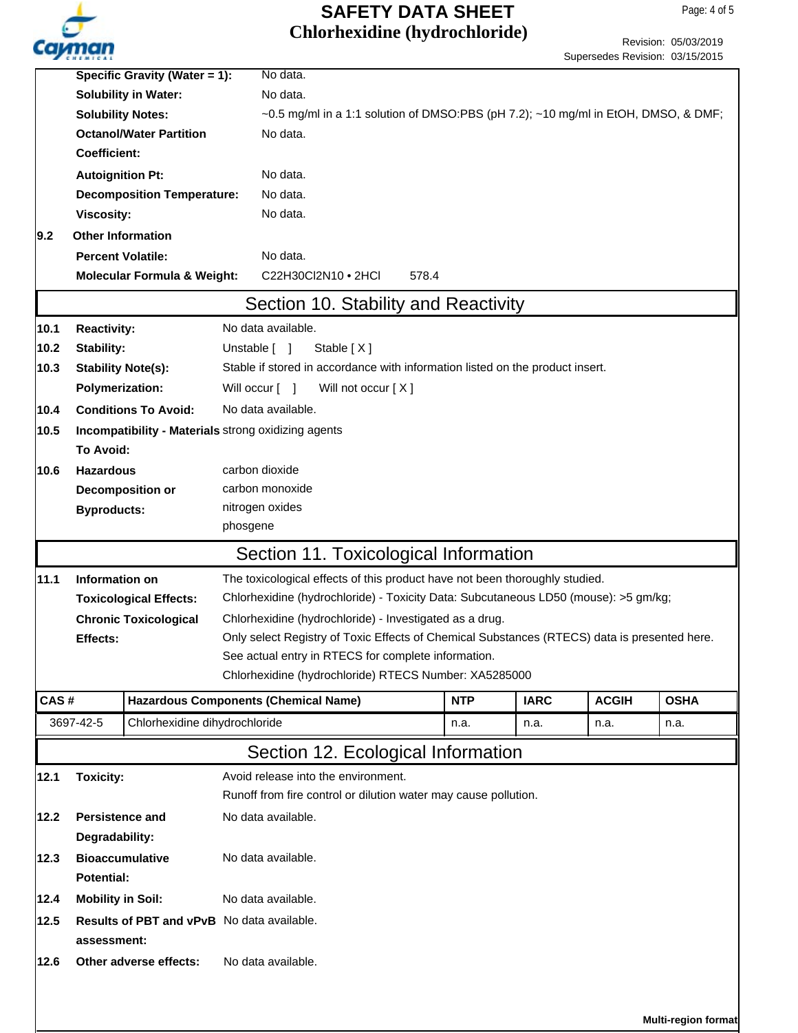| | | |
|---|---|---|
| | **Specific Gravity (Water = 1):** | No data. |
| | **Solubility in Water:** | No data. |
| | **Solubility Notes:** | ~0.5 mg/ml in a 1:1 solution of DMSO:PBS (pH 7.2); ~10 mg/ml in EtOH, DMSO, & DMF; |
| | **Octanol/Water Partition Coefficient:** | No data. |
| | **Autoignition Pt:** | No data. |
| | **Decomposition Temperature:** | No data. |
| | **Viscosity:** | No data. |
| **9.2** | **Other Information** | |
| | **Percent Volatile:** | No data. |
| | **Molecular Formula & Weight:** | C22H30Cl2N10 • 2HCl 578.4 |

## Section 10. Stability and Reactivity

| | | |
|---|---|---|
| **10.1** | **Reactivity:** | No data available. |
| **10.2** | **Stability:** | Unstable [ ] Stable [ X ] |
| **10.3** | **Stability Note(s):** | Stable if stored in accordance with information listed on the product insert. |
| | **Polymerization:** | Will occur [ ] Will not occur [ X ] |
| **10.4** | **Conditions To Avoid:** | No data available. |
| **10.5** | **Incompatibility - Materials To Avoid:** | strong oxidizing agents |
| **10.6** | **Hazardous Decomposition or Byproducts:** | carbon dioxide<br>carbon monoxide<br>nitrogen oxides<br>phosgene |

## Section 11. Toxicological Information

| | | |
|---|---|---|
| **11.1** | **Information on Toxicological Effects:** | The toxicological effects of this product have not been thoroughly studied.<br>Chlorhexidine (hydrochloride) - Toxicity Data: Subcutaneous LD50 (mouse): >5 gm/kg; |
| | **Chronic Toxicological Effects:** | Chlorhexidine (hydrochloride) - Investigated as a drug.<br>Only select Registry of Toxic Effects of Chemical Substances (RTECS) data is presented here. See actual entry in RTECS for complete information.<br>Chlorhexidine (hydrochloride) RTECS Number: XA5285000 |

| CAS # | Hazardous Components (Chemical Name) | NTP | IARC | ACGIH | OSHA |
|---|---|---|---|---|---|
| 3697-42-5 | Chlorhexidine dihydrochloride | n.a. | n.a. | n.a. | n.a. |

## Section 12. Ecological Information

| | | |
|---|---|---|
| **12.1** | **Toxicity:** | Avoid release into the environment.<br>Runoff from fire control or dilution water may cause pollution. |
| **12.2** | **Persistence and Degradability:** | No data available. |
| **12.3** | **Bioaccumulative Potential:** | No data available. |
| **12.4** | **Mobility in Soil:** | No data available. |
| **12.5** | **Results of PBT and vPvB assessment:** | No data available. |
| **12.6** | **Other adverse effects:** | No data available. |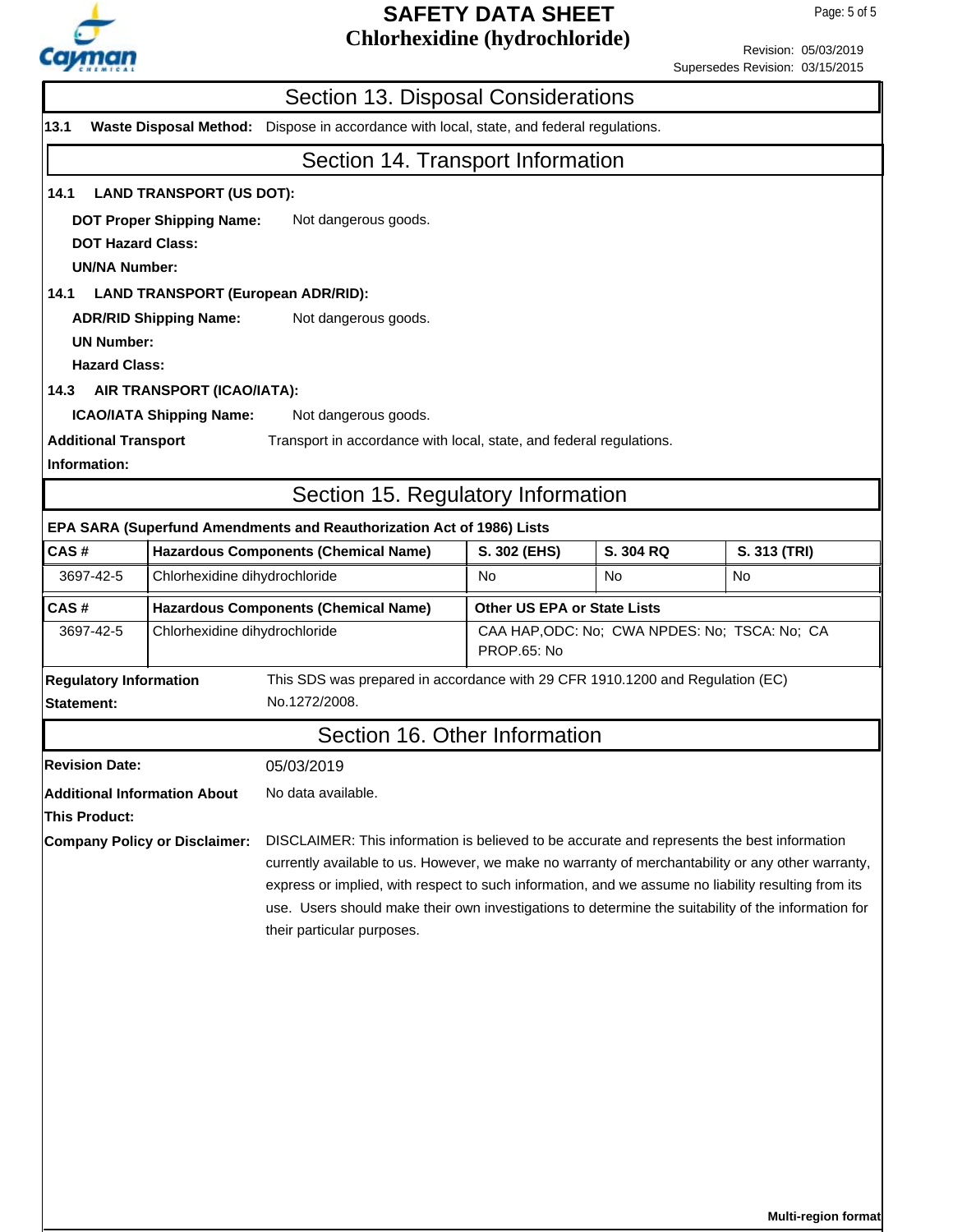## Section 13. Disposal Considerations

**13.1 Waste Disposal Method:** Dispose in accordance with local, state, and federal regulations.

## Section 14. Transport Information

**14.1 LAND TRANSPORT (US DOT):**

**DOT Proper Shipping Name:** Not dangerous goods.

**DOT Hazard Class:**

**UN/NA Number:**

**14.1 LAND TRANSPORT (European ADR/RID):**

**ADR/RID Shipping Name:** Not dangerous goods.

**UN Number:**

**Hazard Class:**

**14.3 AIR TRANSPORT (ICAO/IATA):**

**ICAO/IATA Shipping Name:** Not dangerous goods.

**Additional Transport Information:** Transport in accordance with local, state, and federal regulations.

## Section 15. Regulatory Information

**EPA SARA (Superfund Amendments and Reauthorization Act of 1986) Lists**

| CAS # | Hazardous Components (Chemical Name) | S. 302 (EHS) | S. 304 RQ | S. 313 (TRI) |
|---|---|---|---|---|
| 3697-42-5 | Chlorhexidine dihydrochloride | No | No | No |

| CAS # | Hazardous Components (Chemical Name) | Other US EPA or State Lists |
|---|---|---|
| 3697-42-5 | Chlorhexidine dihydrochloride | CAA HAP,ODC: No; CWA NPDES: No; TSCA: No; CA PROP.65: No |

**Regulatory Information Statement:** This SDS was prepared in accordance with 29 CFR 1910.1200 and Regulation (EC) No.1272/2008.

## Section 16. Other Information

**Revision Date:** 05/03/2019

**Additional Information About This Product:** No data available.

**Company Policy or Disclaimer:** DISCLAIMER: This information is believed to be accurate and represents the best information currently available to us. However, we make no warranty of merchantability or any other warranty, express or implied, with respect to such information, and we assume no liability resulting from its use. Users should make their own investigations to determine the suitability of the information for their particular purposes.